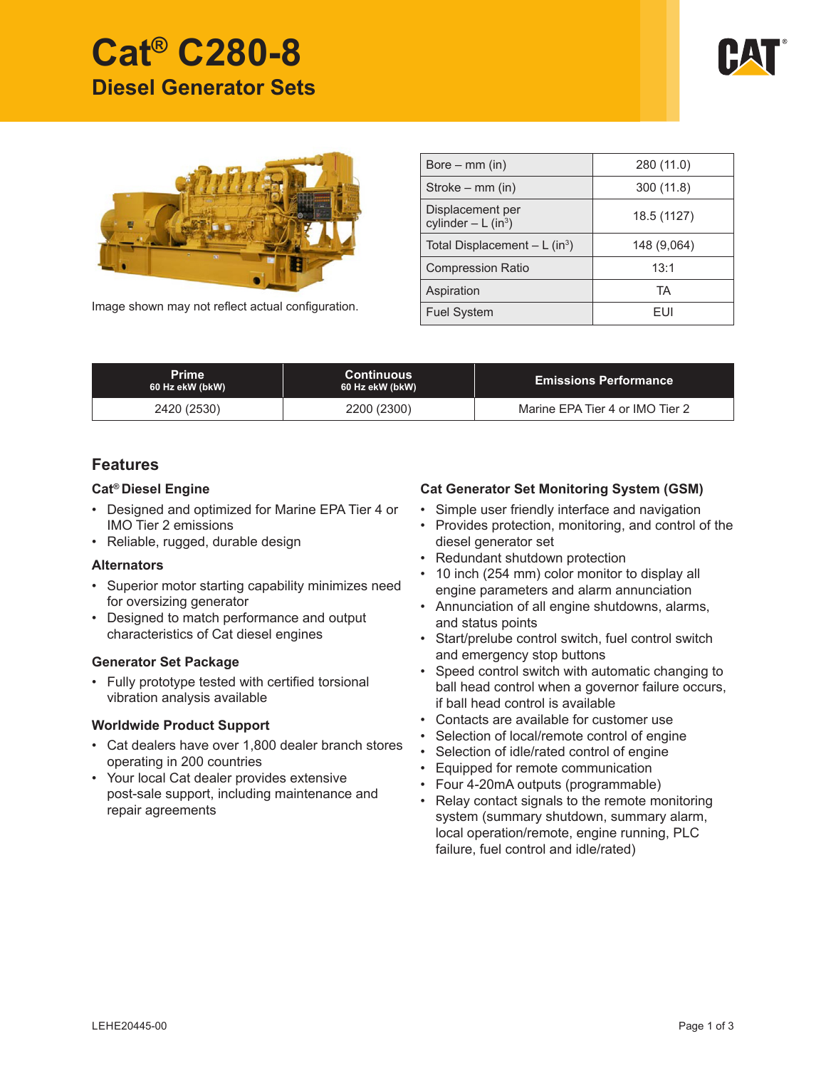# Cat® C280-8

## Diesel Generator Sets

Image shown may not reflect actual configuration.

| | |
|---|---|
| Bore – mm (in) | 280 (11.0) |
| Stroke – mm (in) | 300 (11.8) |
| Displacement per cylinder – L ($in^3$) | 18.5 (1127) |
| Total Displacement – L ($in^3$) | 148 (9,064) |
| Compression Ratio | 13:1 |
| Aspiration | TA |
| Fuel System | EUI |

| Prime 60 Hz ekW (bkW) | Continuous 60 Hz ekW (bkW) | Emissions Performance |
|---|---|---|
| 2420 (2530) | 2200 (2300) | Marine EPA Tier 4 or IMO Tier 2 |

## Features

### Cat® Diesel Engine

- Designed and optimized for Marine EPA Tier 4 or IMO Tier 2 emissions
- Reliable, rugged, durable design

### Alternators

- Superior motor starting capability minimizes need for oversizing generator
- Designed to match performance and output characteristics of Cat diesel engines

### Generator Set Package

- Fully prototype tested with certified torsional vibration analysis available

### Worldwide Product Support

- Cat dealers have over 1,800 dealer branch stores operating in 200 countries
- Your local Cat dealer provides extensive post-sale support, including maintenance and repair agreements

### Cat Generator Set Monitoring System (GSM)

- Simple user friendly interface and navigation
- Provides protection, monitoring, and control of the diesel generator set
- Redundant shutdown protection
- 10 inch (254 mm) color monitor to display all engine parameters and alarm annunciation
- Annunciation of all engine shutdowns, alarms, and status points
- Start/prelube control switch, fuel control switch and emergency stop buttons
- Speed control switch with automatic changing to ball head control when a governor failure occurs, if ball head control is available
- Contacts are available for customer use
- Selection of local/remote control of engine
- Selection of idle/rated control of engine
- Equipped for remote communication
- Four 4-20mA outputs (programmable)
- Relay contact signals to the remote monitoring system (summary shutdown, summary alarm, local operation/remote, engine running, PLC failure, fuel control and idle/rated)

LEHE20445-00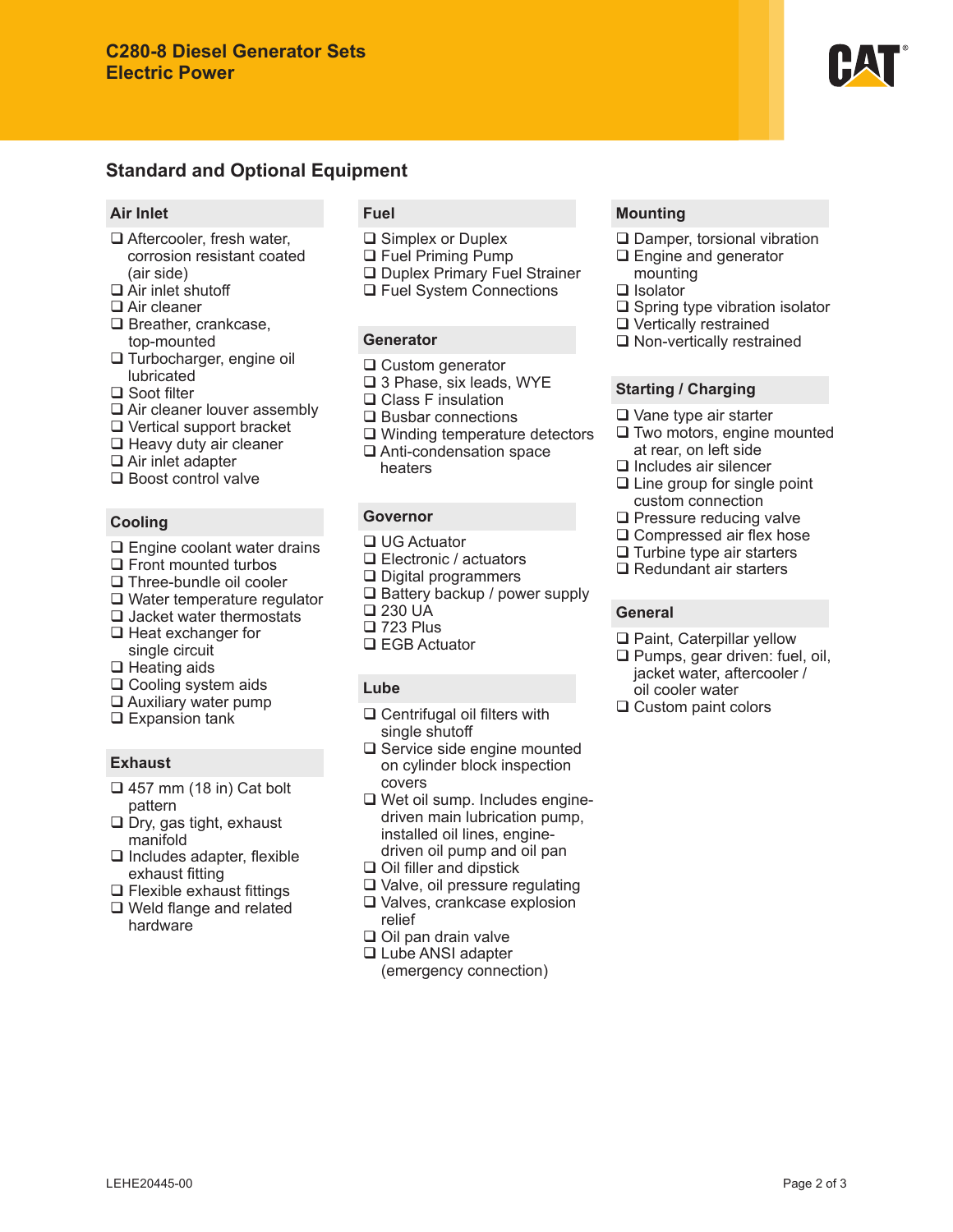## Standard and Optional Equipment

### Air Inlet

- ❑ Aftercooler, fresh water, corrosion resistant coated (air side)
- ❑ Air inlet shutoff
- ❑ Air cleaner
- ❑ Breather, crankcase, top-mounted
- ❑ Turbocharger, engine oil lubricated
- ❑ Soot filter
- ❑ Air cleaner louver assembly
- ❑ Vertical support bracket
- ❑ Heavy duty air cleaner
- ❑ Air inlet adapter
- ❑ Boost control valve

### Cooling

- ❑ Engine coolant water drains
- ❑ Front mounted turbos
- ❑ Three-bundle oil cooler
- ❑ Water temperature regulator
- ❑ Jacket water thermostats
- ❑ Heat exchanger for single circuit
- ❑ Heating aids
- ❑ Cooling system aids
- ❑ Auxiliary water pump
- ❑ Expansion tank

### Exhaust

- ❑ 457 mm (18 in) Cat bolt pattern
- ❑ Dry, gas tight, exhaust manifold
- ❑ Includes adapter, flexible exhaust fitting
- ❑ Flexible exhaust fittings
- ❑ Weld flange and related hardware

### Fuel

- ❑ Simplex or Duplex
- ❑ Fuel Priming Pump
- ❑ Duplex Primary Fuel Strainer
- ❑ Fuel System Connections

### Generator

- ❑ Custom generator
- ❑ 3 Phase, six leads, WYE
- ❑ Class F insulation
- ❑ Busbar connections
- ❑ Winding temperature detectors
- ❑ Anti-condensation space heaters

### Governor

- ❑ UG Actuator
- ❑ Electronic / actuators
- ❑ Digital programmers
- ❑ Battery backup / power supply
- ❑ 230 UA
- ❑ 723 Plus
- ❑ EGB Actuator

### Lube

- ❑ Centrifugal oil filters with single shutoff
- ❑ Service side engine mounted on cylinder block inspection covers
- ❑ Wet oil sump. Includes engine-driven main lubrication pump, installed oil lines, engine-driven oil pump and oil pan
- ❑ Oil filler and dipstick
- ❑ Valve, oil pressure regulating
- ❑ Valves, crankcase explosion relief
- ❑ Oil pan drain valve
- ❑ Lube ANSI adapter (emergency connection)

### Mounting

- ❑ Damper, torsional vibration
- ❑ Engine and generator mounting
- ❑ Isolator
- ❑ Spring type vibration isolator
- ❑ Vertically restrained
- ❑ Non-vertically restrained

### Starting / Charging

- ❑ Vane type air starter
- ❑ Two motors, engine mounted at rear, on left side
- ❑ Includes air silencer
- ❑ Line group for single point custom connection
- ❑ Pressure reducing valve
- ❑ Compressed air flex hose
- ❑ Turbine type air starters
- ❑ Redundant air starters

### General

- ❑ Paint, Caterpillar yellow
- ❑ Pumps, gear driven: fuel, oil, jacket water, aftercooler / oil cooler water
- ❑ Custom paint colors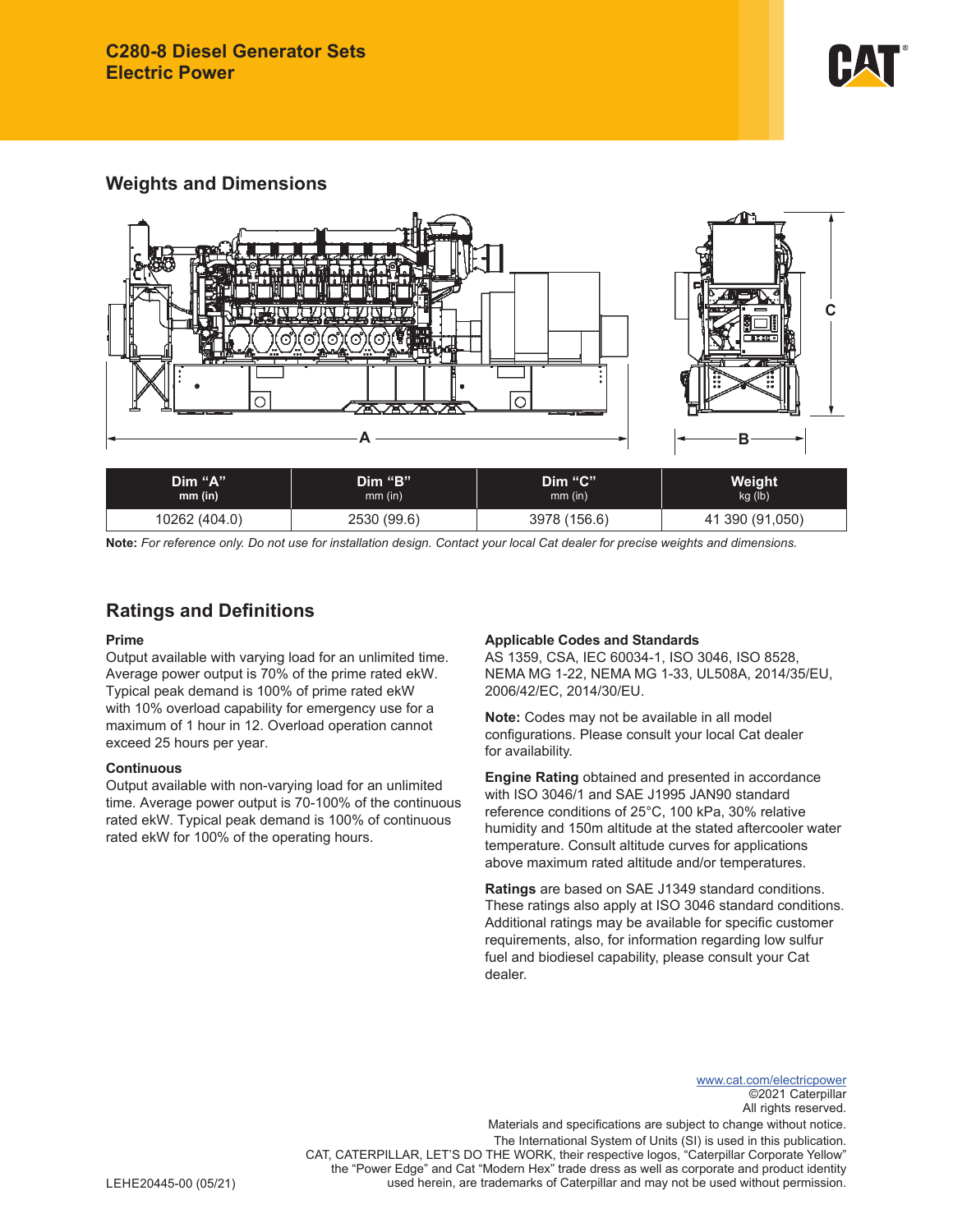## Weights and Dimensions

A

B

C

| Dim "A" mm (in) | Dim "B" mm (in) | Dim "C" mm (in) | Weight kg (lb) |
|---|---|---|---|
| 10262 (404.0) | 2530 (99.6) | 3978 (156.6) | 41 390 (91,050) |

**Note:** *For reference only. Do not use for installation design. Contact your local Cat dealer for precise weights and dimensions.*

## Ratings and Definitions

**Prime**
Output available with varying load for an unlimited time. Average power output is 70% of the prime rated ekW. Typical peak demand is 100% of prime rated ekW with 10% overload capability for emergency use for a maximum of 1 hour in 12. Overload operation cannot exceed 25 hours per year.

**Continuous**
Output available with non-varying load for an unlimited time. Average power output is 70-100% of the continuous rated ekW. Typical peak demand is 100% of continuous rated ekW for 100% of the operating hours.

**Applicable Codes and Standards**
AS 1359, CSA, IEC 60034-1, ISO 3046, ISO 8528, NEMA MG 1-22, NEMA MG 1-33, UL508A, 2014/35/EU, 2006/42/EC, 2014/30/EU.

**Note:** Codes may not be available in all model configurations. Please consult your local Cat dealer for availability.

**Engine Rating** obtained and presented in accordance with ISO 3046/1 and SAE J1995 JAN90 standard reference conditions of 25°C, 100 kPa, 30% relative humidity and 150m altitude at the stated aftercooler water temperature. Consult altitude curves for applications above maximum rated altitude and/or temperatures.

**Ratings** are based on SAE J1349 standard conditions. These ratings also apply at ISO 3046 standard conditions. Additional ratings may be available for specific customer requirements, also, for information regarding low sulfur fuel and biodiesel capability, please consult your Cat dealer.

www.cat.com/electricpower
©2021 Caterpillar
All rights reserved.

Materials and specifications are subject to change without notice.
The International System of Units (SI) is used in this publication.
CAT, CATERPILLAR, LET'S DO THE WORK, their respective logos, "Caterpillar Corporate Yellow" the "Power Edge" and Cat "Modern Hex" trade dress as well as corporate and product identity used herein, are trademarks of Caterpillar and may not be used without permission.

LEHE20445-00 (05/21)